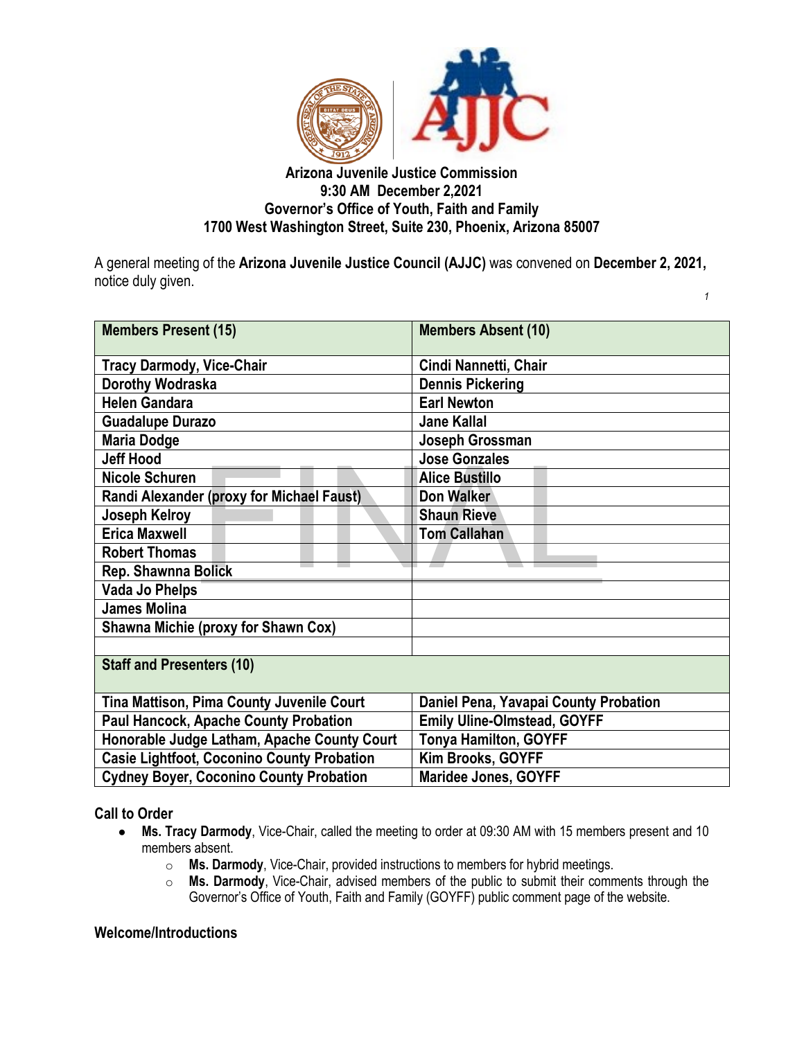**Arizona Juvenile Justice Commission**
**9:30 AM December 2,2021**
**Governor's Office of Youth, Faith and Family**
**1700 West Washington Street, Suite 230, Phoenix, Arizona 85007**

A general meeting of the **Arizona Juvenile Justice Council (AJJC)** was convened on **December 2, 2021,** notice duly given.

| **Members Present (15)** | **Members Absent (10)** |
|---|---|
| **Tracy Darmody, Vice-Chair** | **Cindi Nannetti, Chair** |
| **Dorothy Wodraska** | **Dennis Pickering** |
| **Helen Gandara** | **Earl Newton** |
| **Guadalupe Durazo** | **Jane Kallal** |
| **Maria Dodge** | **Joseph Grossman** |
| **Jeff Hood** | **Jose Gonzales** |
| **Nicole Schuren** | **Alice Bustillo** |
| **Randi Alexander (proxy for Michael Faust)** | **Don Walker** |
| **Joseph Kelroy** | **Shaun Rieve** |
| **Erica Maxwell** | **Tom Callahan** |
| **Robert Thomas** | |
| **Rep. Shawnna Bolick** | |
| **Vada Jo Phelps** | |
| **James Molina** | |
| **Shawna Michie (proxy for Shawn Cox)** | |
| | |
| **Staff and Presenters (10)** | |
| **Tina Mattison, Pima County Juvenile Court** | **Daniel Pena, Yavapai County Probation** |
| **Paul Hancock, Apache County Probation** | **Emily Uline-Olmstead, GOYFF** |
| **Honorable Judge Latham, Apache County Court** | **Tonya Hamilton, GOYFF** |
| **Casie Lightfoot, Coconino County Probation** | **Kim Brooks, GOYFF** |
| **Cydney Boyer, Coconino County Probation** | **Maridee Jones, GOYFF** |

**Call to Order**

- **Ms. Tracy Darmody**, Vice-Chair, called the meeting to order at 09:30 AM with 15 members present and 10 members absent.
  - **Ms. Darmody**, Vice-Chair, provided instructions to members for hybrid meetings.
  - **Ms. Darmody**, Vice-Chair, advised members of the public to submit their comments through the Governor's Office of Youth, Faith and Family (GOYFF) public comment page of the website.

**Welcome/Introductions**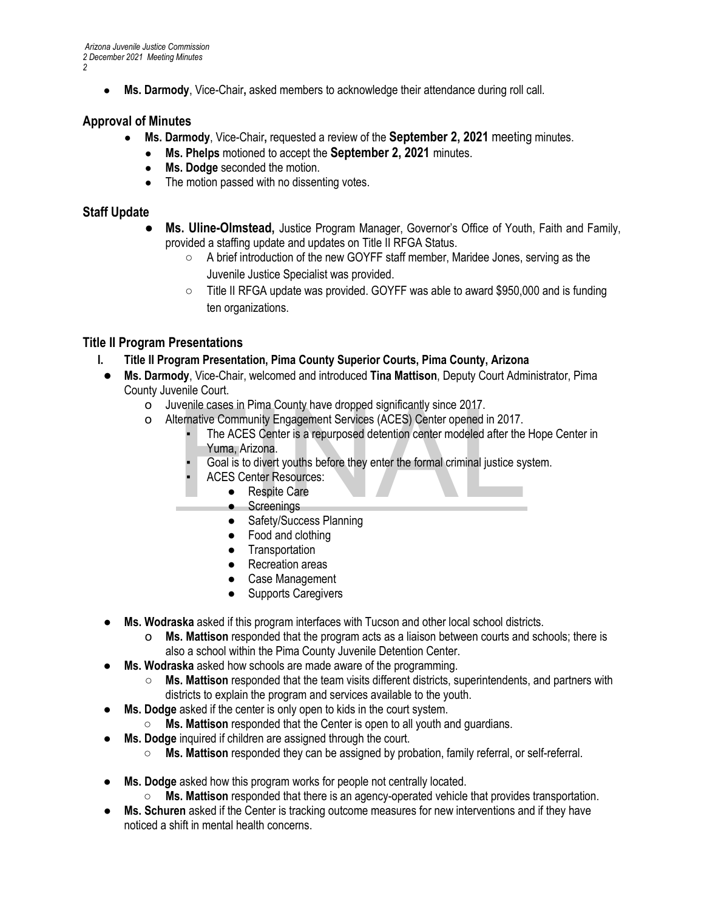- **Ms. Darmody**, Vice-Chair**,** asked members to acknowledge their attendance during roll call.

## Approval of Minutes

- **Ms. Darmody**, Vice-Chair**,** requested a review of the **September 2, 2021** meeting minutes.
  - **Ms. Phelps** motioned to accept the **September 2, 2021** minutes.
  - **Ms. Dodge** seconded the motion.
  - The motion passed with no dissenting votes.

## Staff Update

- **Ms. Uline-Olmstead,** Justice Program Manager, Governor's Office of Youth, Faith and Family, provided a staffing update and updates on Title II RFGA Status.
  - A brief introduction of the new GOYFF staff member, Maridee Jones, serving as the Juvenile Justice Specialist was provided.
  - Title II RFGA update was provided. GOYFF was able to award $950,000 and is funding ten organizations.

## Title II Program Presentations

**I. Title II Program Presentation, Pima County Superior Courts, Pima County, Arizona**

- **Ms. Darmody**, Vice-Chair, welcomed and introduced **Tina Mattison**, Deputy Court Administrator, Pima County Juvenile Court.
  - Juvenile cases in Pima County have dropped significantly since 2017.
  - Alternative Community Engagement Services (ACES) Center opened in 2017.
    - The ACES Center is a repurposed detention center modeled after the Hope Center in Yuma, Arizona.
    - Goal is to divert youths before they enter the formal criminal justice system.
    - ACES Center Resources:
      - Respite Care
      - Screenings
      - Safety/Success Planning
      - Food and clothing
      - Transportation
      - Recreation areas
      - Case Management
      - Supports Caregivers
- **Ms. Wodraska** asked if this program interfaces with Tucson and other local school districts.
  - **Ms. Mattison** responded that the program acts as a liaison between courts and schools; there is also a school within the Pima County Juvenile Detention Center.
- **Ms. Wodraska** asked how schools are made aware of the programming.
  - **Ms. Mattison** responded that the team visits different districts, superintendents, and partners with districts to explain the program and services available to the youth.
- **Ms. Dodge** asked if the center is only open to kids in the court system.
  - **Ms. Mattison** responded that the Center is open to all youth and guardians.
- **Ms. Dodge** inquired if children are assigned through the court.
  - **Ms. Mattison** responded they can be assigned by probation, family referral, or self-referral.
- **Ms. Dodge** asked how this program works for people not centrally located.
  - **Ms. Mattison** responded that there is an agency-operated vehicle that provides transportation.
- **Ms. Schuren** asked if the Center is tracking outcome measures for new interventions and if they have noticed a shift in mental health concerns.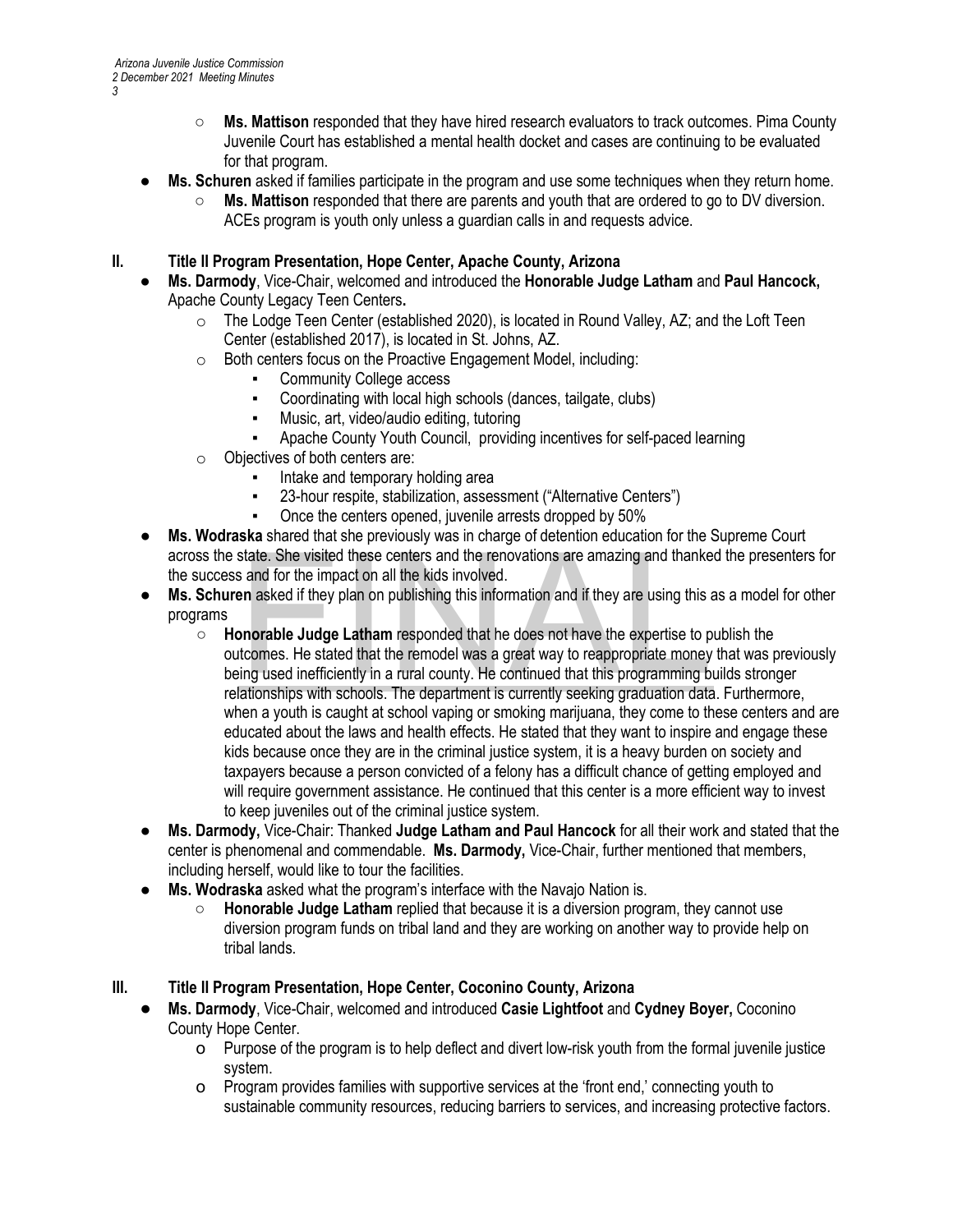- **Ms. Mattison** responded that they have hired research evaluators to track outcomes. Pima County Juvenile Court has established a mental health docket and cases are continuing to be evaluated for that program.
- **Ms. Schuren** asked if families participate in the program and use some techniques when they return home.
  - **Ms. Mattison** responded that there are parents and youth that are ordered to go to DV diversion. ACEs program is youth only unless a guardian calls in and requests advice.

## II. Title II Program Presentation, Hope Center, Apache County, Arizona

- **Ms. Darmody**, Vice-Chair, welcomed and introduced the **Honorable Judge Latham** and **Paul Hancock,** Apache County Legacy Teen Centers**.**
  - The Lodge Teen Center (established 2020), is located in Round Valley, AZ; and the Loft Teen Center (established 2017), is located in St. Johns, AZ.
  - Both centers focus on the Proactive Engagement Model, including:
    - Community College access
    - Coordinating with local high schools (dances, tailgate, clubs)
    - Music, art, video/audio editing, tutoring
    - Apache County Youth Council, providing incentives for self-paced learning
  - Objectives of both centers are:
    - Intake and temporary holding area
    - 23-hour respite, stabilization, assessment ("Alternative Centers")
    - Once the centers opened, juvenile arrests dropped by 50%
- **Ms. Wodraska** shared that she previously was in charge of detention education for the Supreme Court across the state. She visited these centers and the renovations are amazing and thanked the presenters for the success and for the impact on all the kids involved.
- **Ms. Schuren** asked if they plan on publishing this information and if they are using this as a model for other programs
  - **Honorable Judge Latham** responded that he does not have the expertise to publish the outcomes. He stated that the remodel was a great way to reappropriate money that was previously being used inefficiently in a rural county. He continued that this programming builds stronger relationships with schools. The department is currently seeking graduation data. Furthermore, when a youth is caught at school vaping or smoking marijuana, they come to these centers and are educated about the laws and health effects. He stated that they want to inspire and engage these kids because once they are in the criminal justice system, it is a heavy burden on society and taxpayers because a person convicted of a felony has a difficult chance of getting employed and will require government assistance. He continued that this center is a more efficient way to invest to keep juveniles out of the criminal justice system.
- **Ms. Darmody,** Vice-Chair: Thanked **Judge Latham and Paul Hancock** for all their work and stated that the center is phenomenal and commendable. **Ms. Darmody,** Vice-Chair, further mentioned that members, including herself, would like to tour the facilities.
- **Ms. Wodraska** asked what the program's interface with the Navajo Nation is.
  - **Honorable Judge Latham** replied that because it is a diversion program, they cannot use diversion program funds on tribal land and they are working on another way to provide help on tribal lands.

## III. Title II Program Presentation, Hope Center, Coconino County, Arizona

- **Ms. Darmody**, Vice-Chair, welcomed and introduced **Casie Lightfoot** and **Cydney Boyer,** Coconino County Hope Center.
  - Purpose of the program is to help deflect and divert low-risk youth from the formal juvenile justice system.
  - Program provides families with supportive services at the 'front end,' connecting youth to sustainable community resources, reducing barriers to services, and increasing protective factors.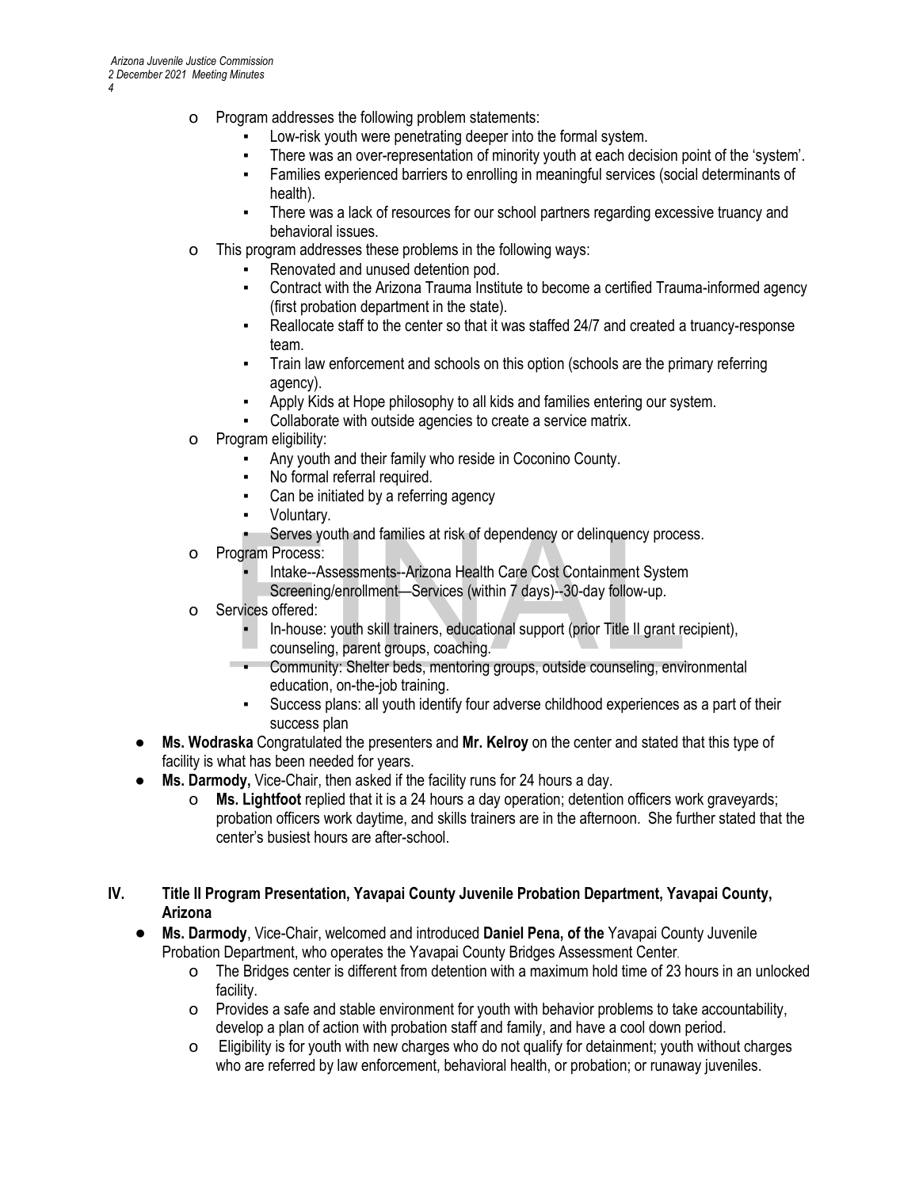- Program addresses the following problem statements:
  - Low-risk youth were penetrating deeper into the formal system.
  - There was an over-representation of minority youth at each decision point of the 'system'.
  - Families experienced barriers to enrolling in meaningful services (social determinants of health).
  - There was a lack of resources for our school partners regarding excessive truancy and behavioral issues.
- This program addresses these problems in the following ways:
  - Renovated and unused detention pod.
  - Contract with the Arizona Trauma Institute to become a certified Trauma-informed agency (first probation department in the state).
  - Reallocate staff to the center so that it was staffed 24/7 and created a truancy-response team.
  - Train law enforcement and schools on this option (schools are the primary referring agency).
  - Apply Kids at Hope philosophy to all kids and families entering our system.
  - Collaborate with outside agencies to create a service matrix.
- Program eligibility:
  - Any youth and their family who reside in Coconino County.
  - No formal referral required.
  - Can be initiated by a referring agency
  - Voluntary.
  - Serves youth and families at risk of dependency or delinquency process.
- Program Process:
  - Intake--Assessments--Arizona Health Care Cost Containment System Screening/enrollment—Services (within 7 days)--30-day follow-up.
- Services offered:
  - In-house: youth skill trainers, educational support (prior Title II grant recipient), counseling, parent groups, coaching.
  - Community: Shelter beds, mentoring groups, outside counseling, environmental education, on-the-job training.
  - Success plans: all youth identify four adverse childhood experiences as a part of their success plan

- **Ms. Wodraska** Congratulated the presenters and **Mr. Kelroy** on the center and stated that this type of facility is what has been needed for years.
- **Ms. Darmody,** Vice-Chair, then asked if the facility runs for 24 hours a day.
  - **Ms. Lightfoot** replied that it is a 24 hours a day operation; detention officers work graveyards; probation officers work daytime, and skills trainers are in the afternoon. She further stated that the center's busiest hours are after-school.

## IV. Title II Program Presentation, Yavapai County Juvenile Probation Department, Yavapai County, Arizona

- **Ms. Darmody**, Vice-Chair, welcomed and introduced **Daniel Pena, of the** Yavapai County Juvenile Probation Department, who operates the Yavapai County Bridges Assessment Center.
  - The Bridges center is different from detention with a maximum hold time of 23 hours in an unlocked facility.
  - Provides a safe and stable environment for youth with behavior problems to take accountability, develop a plan of action with probation staff and family, and have a cool down period.
  - Eligibility is for youth with new charges who do not qualify for detainment; youth without charges who are referred by law enforcement, behavioral health, or probation; or runaway juveniles.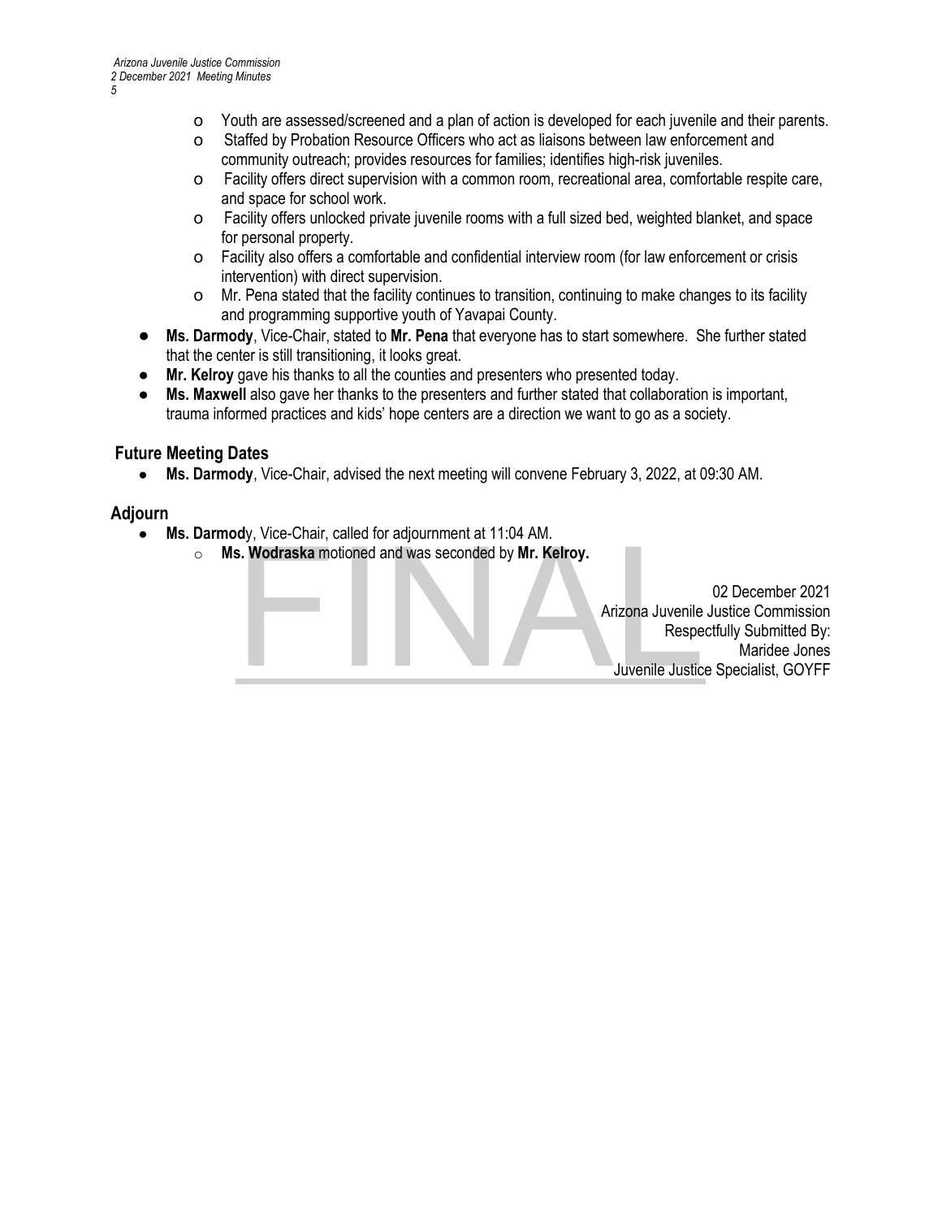- Youth are assessed/screened and a plan of action is developed for each juvenile and their parents.
  - Staffed by Probation Resource Officers who act as liaisons between law enforcement and community outreach; provides resources for families; identifies high-risk juveniles.
  - Facility offers direct supervision with a common room, recreational area, comfortable respite care, and space for school work.
  - Facility offers unlocked private juvenile rooms with a full sized bed, weighted blanket, and space for personal property.
  - Facility also offers a comfortable and confidential interview room (for law enforcement or crisis intervention) with direct supervision.
  - Mr. Pena stated that the facility continues to transition, continuing to make changes to its facility and programming supportive youth of Yavapai County.
- **Ms. Darmody**, Vice-Chair, stated to **Mr. Pena** that everyone has to start somewhere. She further stated that the center is still transitioning, it looks great.
- **Mr. Kelroy** gave his thanks to all the counties and presenters who presented today.
- **Ms. Maxwell** also gave her thanks to the presenters and further stated that collaboration is important, trauma informed practices and kids' hope centers are a direction we want to go as a society.

## Future Meeting Dates

- **Ms. Darmody**, Vice-Chair, advised the next meeting will convene February 3, 2022, at 09:30 AM.

## Adjourn

- **Ms. Darmod**y, Vice-Chair, called for adjournment at 11:04 AM.
  - **Ms. Wodraska** motioned and was seconded by **Mr. Kelroy.**

02 December 2021
Arizona Juvenile Justice Commission
Respectfully Submitted By:
Maridee Jones
Juvenile Justice Specialist, GOYFF

FINAL